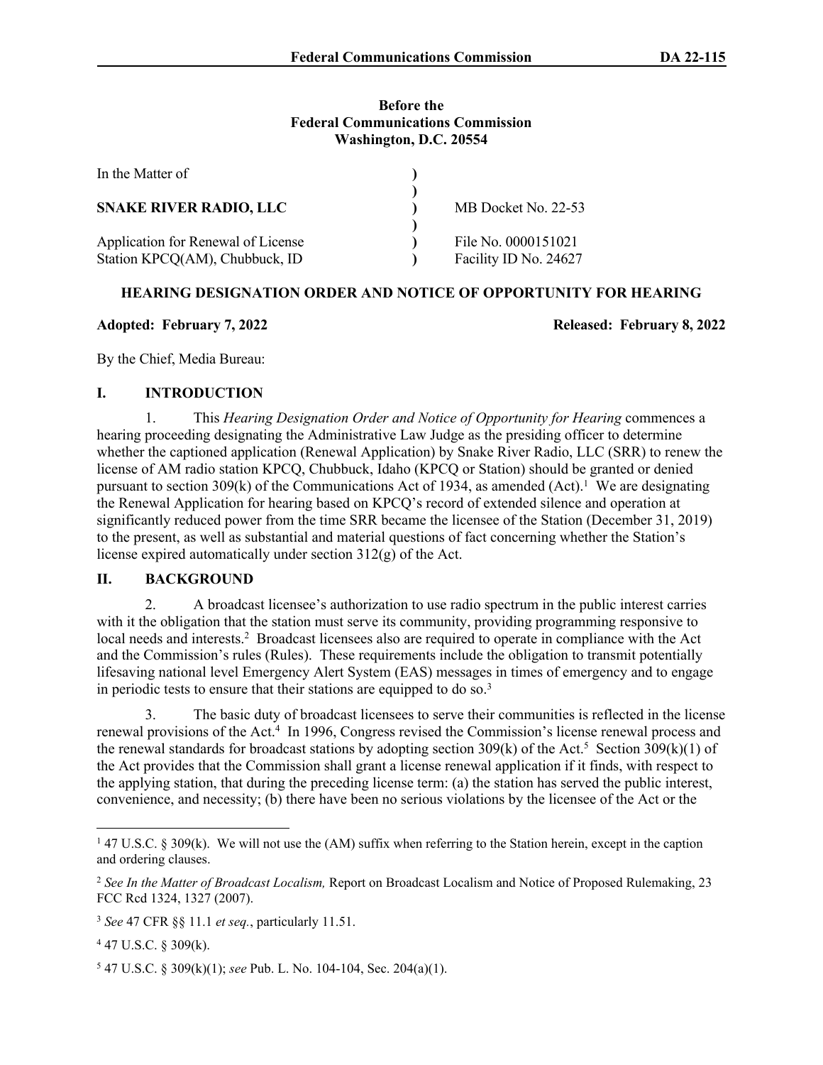**Before the**
**Federal Communications Commission**
**Washington, D.C. 20554**

| | | |
|---|---|---|
| In the Matter of | ) | |
| | ) | |
| **SNAKE RIVER RADIO, LLC** | ) | MB Docket No. 22-53 |
| | ) | |
| Application for Renewal of License | ) | File No. 0000151021 |
| Station KPCQ(AM), Chubbuck, ID | ) | Facility ID No. 24627 |

**HEARING DESIGNATION ORDER AND NOTICE OF OPPORTUNITY FOR HEARING**

**Adopted: February 7, 2022** **Released: February 8, 2022**

By the Chief, Media Bureau:

## I. INTRODUCTION

1. This *Hearing Designation Order and Notice of Opportunity for Hearing* commences a hearing proceeding designating the Administrative Law Judge as the presiding officer to determine whether the captioned application (Renewal Application) by Snake River Radio, LLC (SRR) to renew the license of AM radio station KPCQ, Chubbuck, Idaho (KPCQ or Station) should be granted or denied pursuant to section 309(k) of the Communications Act of 1934, as amended (Act).[1] We are designating the Renewal Application for hearing based on KPCQ's record of extended silence and operation at significantly reduced power from the time SRR became the licensee of the Station (December 31, 2019) to the present, as well as substantial and material questions of fact concerning whether the Station's license expired automatically under section 312(g) of the Act.

## II. BACKGROUND

2. A broadcast licensee's authorization to use radio spectrum in the public interest carries with it the obligation that the station must serve its community, providing programming responsive to local needs and interests.[2] Broadcast licensees also are required to operate in compliance with the Act and the Commission's rules (Rules). These requirements include the obligation to transmit potentially lifesaving national level Emergency Alert System (EAS) messages in times of emergency and to engage in periodic tests to ensure that their stations are equipped to do so.[3]

3. The basic duty of broadcast licensees to serve their communities is reflected in the license renewal provisions of the Act.[4] In 1996, Congress revised the Commission's license renewal process and the renewal standards for broadcast stations by adopting section 309(k) of the Act.[5] Section 309(k)(1) of the Act provides that the Commission shall grant a license renewal application if it finds, with respect to the applying station, that during the preceding license term: (a) the station has served the public interest, convenience, and necessity; (b) there have been no serious violations by the licensee of the Act or the

---

[1] 47 U.S.C. § 309(k). We will not use the (AM) suffix when referring to the Station herein, except in the caption and ordering clauses.

[2] *See In the Matter of Broadcast Localism,* Report on Broadcast Localism and Notice of Proposed Rulemaking, 23 FCC Rcd 1324, 1327 (2007).

[3] *See* 47 CFR §§ 11.1 *et seq.*, particularly 11.51.

[4] 47 U.S.C. § 309(k).

[5] 47 U.S.C. § 309(k)(1); *see* Pub. L. No. 104-104, Sec. 204(a)(1).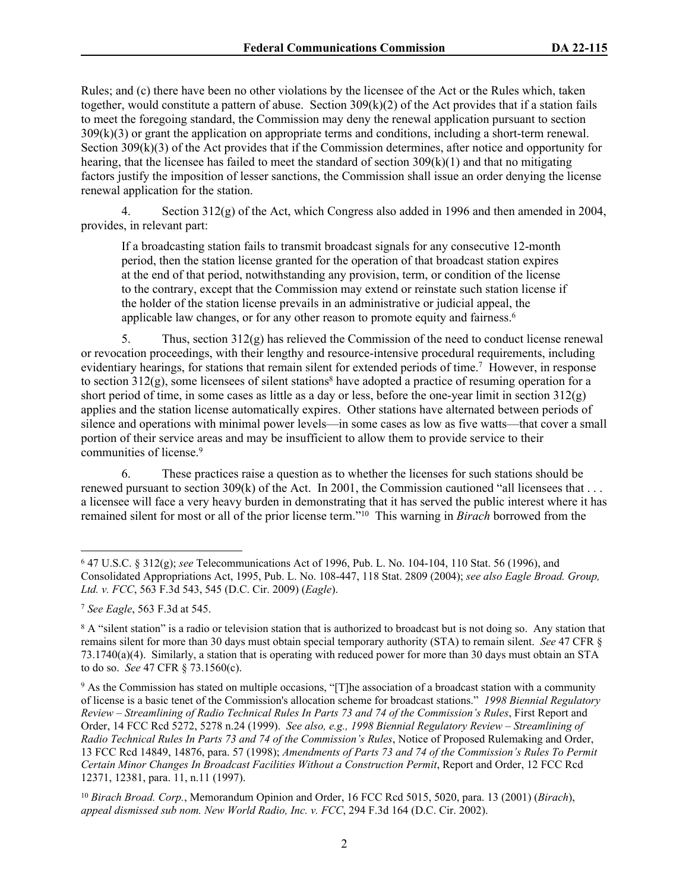Rules; and (c) there have been no other violations by the licensee of the Act or the Rules which, taken together, would constitute a pattern of abuse. Section 309(k)(2) of the Act provides that if a station fails to meet the foregoing standard, the Commission may deny the renewal application pursuant to section 309(k)(3) or grant the application on appropriate terms and conditions, including a short-term renewal. Section 309(k)(3) of the Act provides that if the Commission determines, after notice and opportunity for hearing, that the licensee has failed to meet the standard of section 309(k)(1) and that no mitigating factors justify the imposition of lesser sanctions, the Commission shall issue an order denying the license renewal application for the station.

4. Section 312(g) of the Act, which Congress also added in 1996 and then amended in 2004, provides, in relevant part:

> If a broadcasting station fails to transmit broadcast signals for any consecutive 12-month period, then the station license granted for the operation of that broadcast station expires at the end of that period, notwithstanding any provision, term, or condition of the license to the contrary, except that the Commission may extend or reinstate such station license if the holder of the station license prevails in an administrative or judicial appeal, the applicable law changes, or for any other reason to promote equity and fairness.[6]

5. Thus, section 312(g) has relieved the Commission of the need to conduct license renewal or revocation proceedings, with their lengthy and resource-intensive procedural requirements, including evidentiary hearings, for stations that remain silent for extended periods of time.[7] However, in response to section 312(g), some licensees of silent stations[8] have adopted a practice of resuming operation for a short period of time, in some cases as little as a day or less, before the one-year limit in section 312(g) applies and the station license automatically expires. Other stations have alternated between periods of silence and operations with minimal power levels—in some cases as low as five watts—that cover a small portion of their service areas and may be insufficient to allow them to provide service to their communities of license.[9]

6. These practices raise a question as to whether the licenses for such stations should be renewed pursuant to section 309(k) of the Act. In 2001, the Commission cautioned "all licensees that . . . a licensee will face a very heavy burden in demonstrating that it has served the public interest where it has remained silent for most or all of the prior license term."[10] This warning in *Birach* borrowed from the

---

[6] 47 U.S.C. § 312(g); *see* Telecommunications Act of 1996, Pub. L. No. 104-104, 110 Stat. 56 (1996), and Consolidated Appropriations Act, 1995, Pub. L. No. 108-447, 118 Stat. 2809 (2004); *see also Eagle Broad. Group, Ltd. v. FCC*, 563 F.3d 543, 545 (D.C. Cir. 2009) (*Eagle*).

[7] *See Eagle*, 563 F.3d at 545.

[8] A "silent station" is a radio or television station that is authorized to broadcast but is not doing so. Any station that remains silent for more than 30 days must obtain special temporary authority (STA) to remain silent. *See* 47 CFR § 73.1740(a)(4). Similarly, a station that is operating with reduced power for more than 30 days must obtain an STA to do so. *See* 47 CFR § 73.1560(c).

[9] As the Commission has stated on multiple occasions, "[T]he association of a broadcast station with a community of license is a basic tenet of the Commission's allocation scheme for broadcast stations." *1998 Biennial Regulatory Review – Streamlining of Radio Technical Rules In Parts 73 and 74 of the Commission's Rules*, First Report and Order, 14 FCC Rcd 5272, 5278 n.24 (1999). *See also, e.g., 1998 Biennial Regulatory Review – Streamlining of Radio Technical Rules In Parts 73 and 74 of the Commission's Rules*, Notice of Proposed Rulemaking and Order, 13 FCC Rcd 14849, 14876, para. 57 (1998); *Amendments of Parts 73 and 74 of the Commission's Rules To Permit Certain Minor Changes In Broadcast Facilities Without a Construction Permit*, Report and Order, 12 FCC Rcd 12371, 12381, para. 11, n.11 (1997).

[10] *Birach Broad. Corp.*, Memorandum Opinion and Order, 16 FCC Rcd 5015, 5020, para. 13 (2001) (*Birach*), *appeal dismissed sub nom. New World Radio, Inc. v. FCC*, 294 F.3d 164 (D.C. Cir. 2002).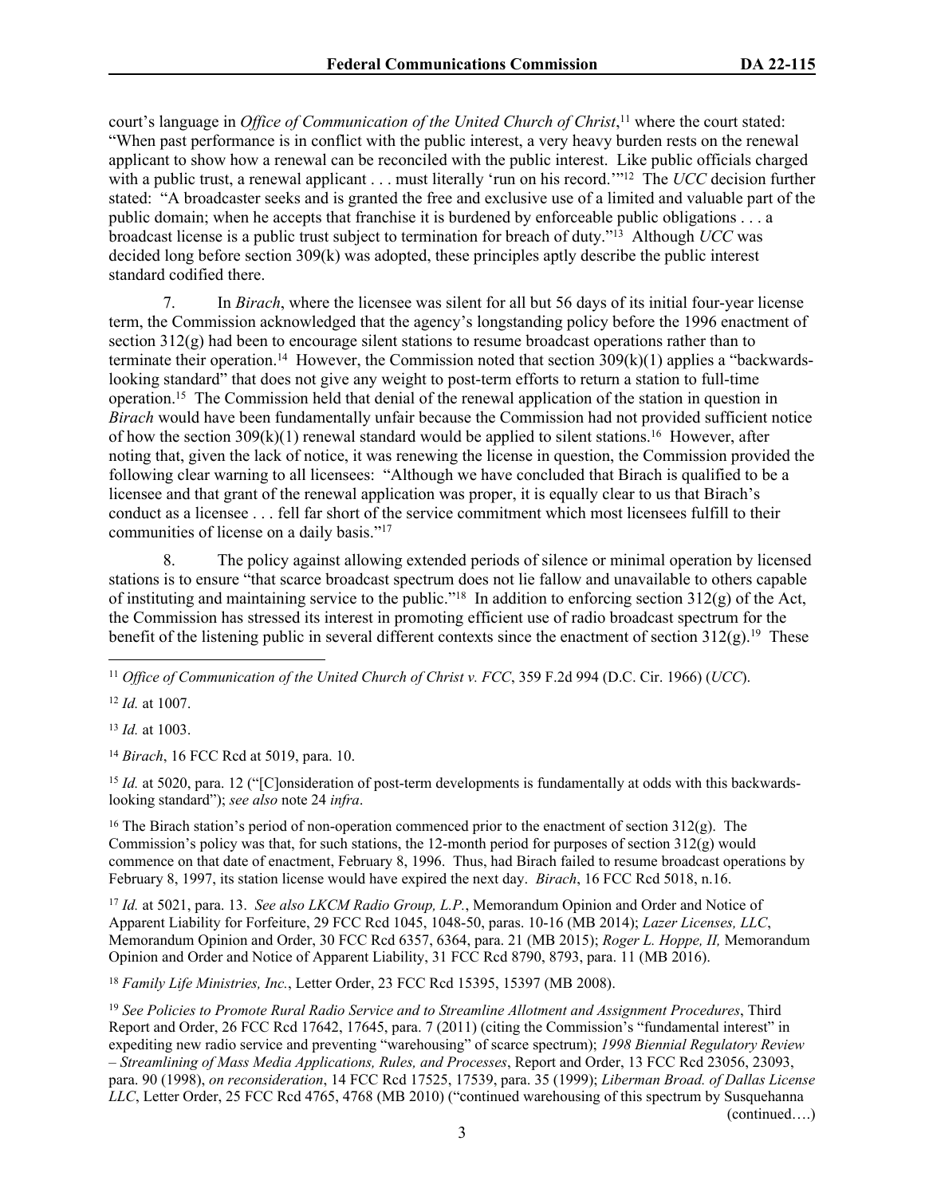court's language in *Office of Communication of the United Church of Christ*,[11] where the court stated: "When past performance is in conflict with the public interest, a very heavy burden rests on the renewal applicant to show how a renewal can be reconciled with the public interest. Like public officials charged with a public trust, a renewal applicant . . . must literally 'run on his record.'"[12] The *UCC* decision further stated: "A broadcaster seeks and is granted the free and exclusive use of a limited and valuable part of the public domain; when he accepts that franchise it is burdened by enforceable public obligations . . . a broadcast license is a public trust subject to termination for breach of duty."[13] Although *UCC* was decided long before section 309(k) was adopted, these principles aptly describe the public interest standard codified there.

7. In *Birach*, where the licensee was silent for all but 56 days of its initial four-year license term, the Commission acknowledged that the agency's longstanding policy before the 1996 enactment of section 312(g) had been to encourage silent stations to resume broadcast operations rather than to terminate their operation.[14] However, the Commission noted that section 309(k)(1) applies a "backwards-looking standard" that does not give any weight to post-term efforts to return a station to full-time operation.[15] The Commission held that denial of the renewal application of the station in question in *Birach* would have been fundamentally unfair because the Commission had not provided sufficient notice of how the section 309(k)(1) renewal standard would be applied to silent stations.[16] However, after noting that, given the lack of notice, it was renewing the license in question, the Commission provided the following clear warning to all licensees: "Although we have concluded that Birach is qualified to be a licensee and that grant of the renewal application was proper, it is equally clear to us that Birach's conduct as a licensee . . . fell far short of the service commitment which most licensees fulfill to their communities of license on a daily basis."[17]

8. The policy against allowing extended periods of silence or minimal operation by licensed stations is to ensure "that scarce broadcast spectrum does not lie fallow and unavailable to others capable of instituting and maintaining service to the public."[18] In addition to enforcing section 312(g) of the Act, the Commission has stressed its interest in promoting efficient use of radio broadcast spectrum for the benefit of the listening public in several different contexts since the enactment of section 312(g).[19] These

---

[11] *Office of Communication of the United Church of Christ v. FCC*, 359 F.2d 994 (D.C. Cir. 1966) (*UCC*).

[12] *Id.* at 1007.

[13] *Id.* at 1003.

[14] *Birach*, 16 FCC Rcd at 5019, para. 10.

[15] *Id.* at 5020, para. 12 ("[C]onsideration of post-term developments is fundamentally at odds with this backwards-looking standard"); *see also* note 24 *infra*.

[16] The Birach station's period of non-operation commenced prior to the enactment of section 312(g). The Commission's policy was that, for such stations, the 12-month period for purposes of section 312(g) would commence on that date of enactment, February 8, 1996. Thus, had Birach failed to resume broadcast operations by February 8, 1997, its station license would have expired the next day. *Birach*, 16 FCC Rcd 5018, n.16.

[17] *Id.* at 5021, para. 13. *See also LKCM Radio Group, L.P.*, Memorandum Opinion and Order and Notice of Apparent Liability for Forfeiture, 29 FCC Rcd 1045, 1048-50, paras. 10-16 (MB 2014); *Lazer Licenses, LLC*, Memorandum Opinion and Order, 30 FCC Rcd 6357, 6364, para. 21 (MB 2015); *Roger L. Hoppe, II,* Memorandum Opinion and Order and Notice of Apparent Liability, 31 FCC Rcd 8790, 8793, para. 11 (MB 2016).

[18] *Family Life Ministries, Inc.*, Letter Order, 23 FCC Rcd 15395, 15397 (MB 2008).

[19] *See Policies to Promote Rural Radio Service and to Streamline Allotment and Assignment Procedures*, Third Report and Order, 26 FCC Rcd 17642, 17645, para. 7 (2011) (citing the Commission's "fundamental interest" in expediting new radio service and preventing "warehousing" of scarce spectrum); *1998 Biennial Regulatory Review – Streamlining of Mass Media Applications, Rules, and Processes*, Report and Order, 13 FCC Rcd 23056, 23093, para. 90 (1998), *on reconsideration*, 14 FCC Rcd 17525, 17539, para. 35 (1999); *Liberman Broad. of Dallas License LLC*, Letter Order, 25 FCC Rcd 4765, 4768 (MB 2010) ("continued warehousing of this spectrum by Susquehanna

(continued….)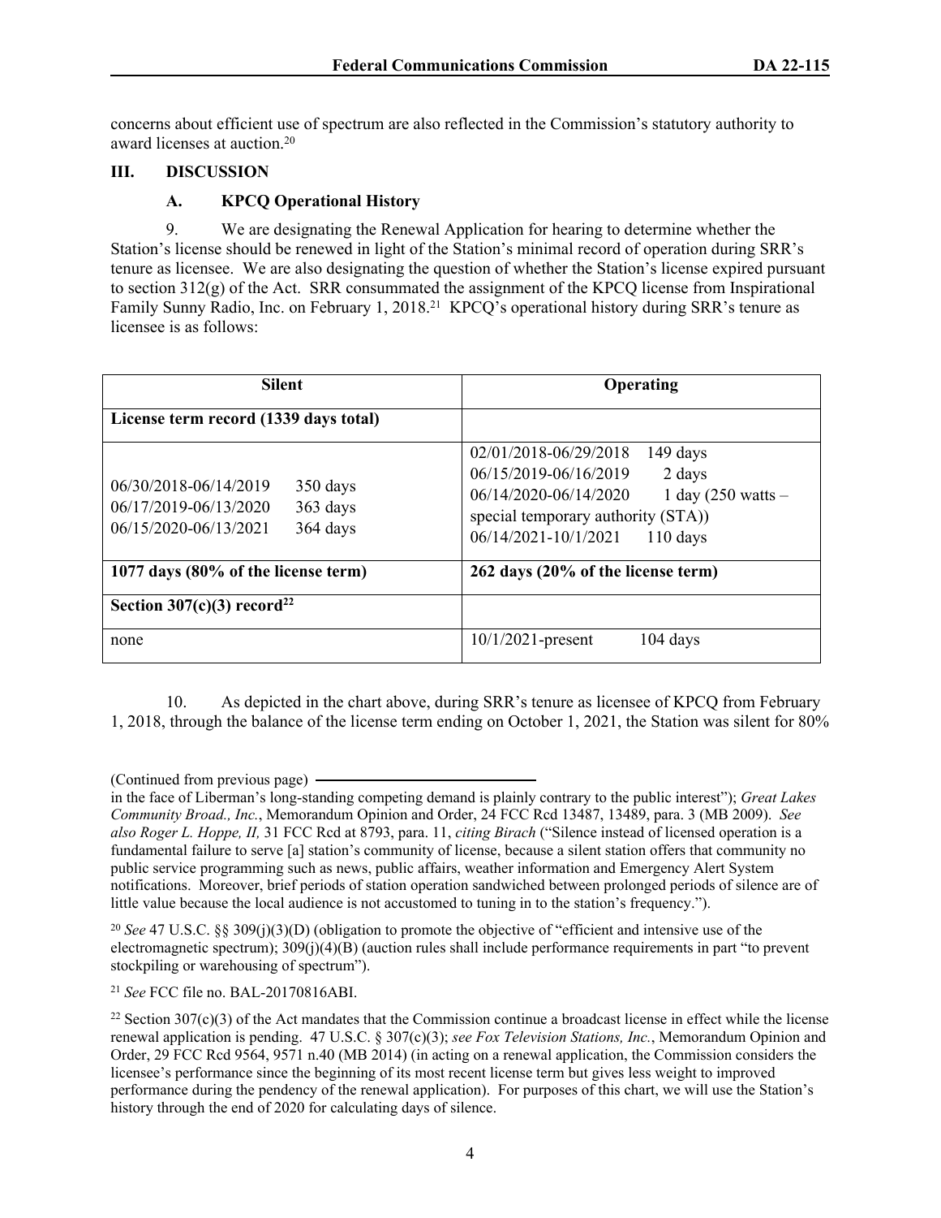concerns about efficient use of spectrum are also reflected in the Commission's statutory authority to award licenses at auction.[20]

## III. DISCUSSION

### A. KPCQ Operational History

9. We are designating the Renewal Application for hearing to determine whether the Station's license should be renewed in light of the Station's minimal record of operation during SRR's tenure as licensee. We are also designating the question of whether the Station's license expired pursuant to section 312(g) of the Act. SRR consummated the assignment of the KPCQ license from Inspirational Family Sunny Radio, Inc. on February 1, 2018.[21] KPCQ's operational history during SRR's tenure as licensee is as follows:

| Silent | Operating |
|---|---|
| **License term record (1339 days total)** | |
| 06/30/2018-06/14/2019 350 days<br>06/17/2019-06/13/2020 363 days<br>06/15/2020-06/13/2021 364 days | 02/01/2018-06/29/2018 149 days<br>06/15/2019-06/16/2019 2 days<br>06/14/2020-06/14/2020 1 day (250 watts – special temporary authority (STA))<br>06/14/2021-10/1/2021 110 days |
| **1077 days (80% of the license term)** | **262 days (20% of the license term)** |
| **Section 307(c)(3) record[22]** | |
| none | 10/1/2021-present 104 days |

10. As depicted in the chart above, during SRR's tenure as licensee of KPCQ from February 1, 2018, through the balance of the license term ending on October 1, 2021, the Station was silent for 80%

(Continued from previous page) in the face of Liberman's long-standing competing demand is plainly contrary to the public interest"); *Great Lakes Community Broad., Inc.*, Memorandum Opinion and Order, 24 FCC Rcd 13487, 13489, para. 3 (MB 2009). *See also Roger L. Hoppe, II,* 31 FCC Rcd at 8793, para. 11, *citing Birach* ("Silence instead of licensed operation is a fundamental failure to serve [a] station's community of license, because a silent station offers that community no public service programming such as news, public affairs, weather information and Emergency Alert System notifications. Moreover, brief periods of station operation sandwiched between prolonged periods of silence are of little value because the local audience is not accustomed to tuning in to the station's frequency.").

[20] *See* 47 U.S.C. §§ 309(j)(3)(D) (obligation to promote the objective of "efficient and intensive use of the electromagnetic spectrum); 309(j)(4)(B) (auction rules shall include performance requirements in part "to prevent stockpiling or warehousing of spectrum").

[21] *See* FCC file no. BAL-20170816ABI.

[22] Section 307(c)(3) of the Act mandates that the Commission continue a broadcast license in effect while the license renewal application is pending. 47 U.S.C. § 307(c)(3); *see Fox Television Stations, Inc.*, Memorandum Opinion and Order, 29 FCC Rcd 9564, 9571 n.40 (MB 2014) (in acting on a renewal application, the Commission considers the licensee's performance since the beginning of its most recent license term but gives less weight to improved performance during the pendency of the renewal application). For purposes of this chart, we will use the Station's history through the end of 2020 for calculating days of silence.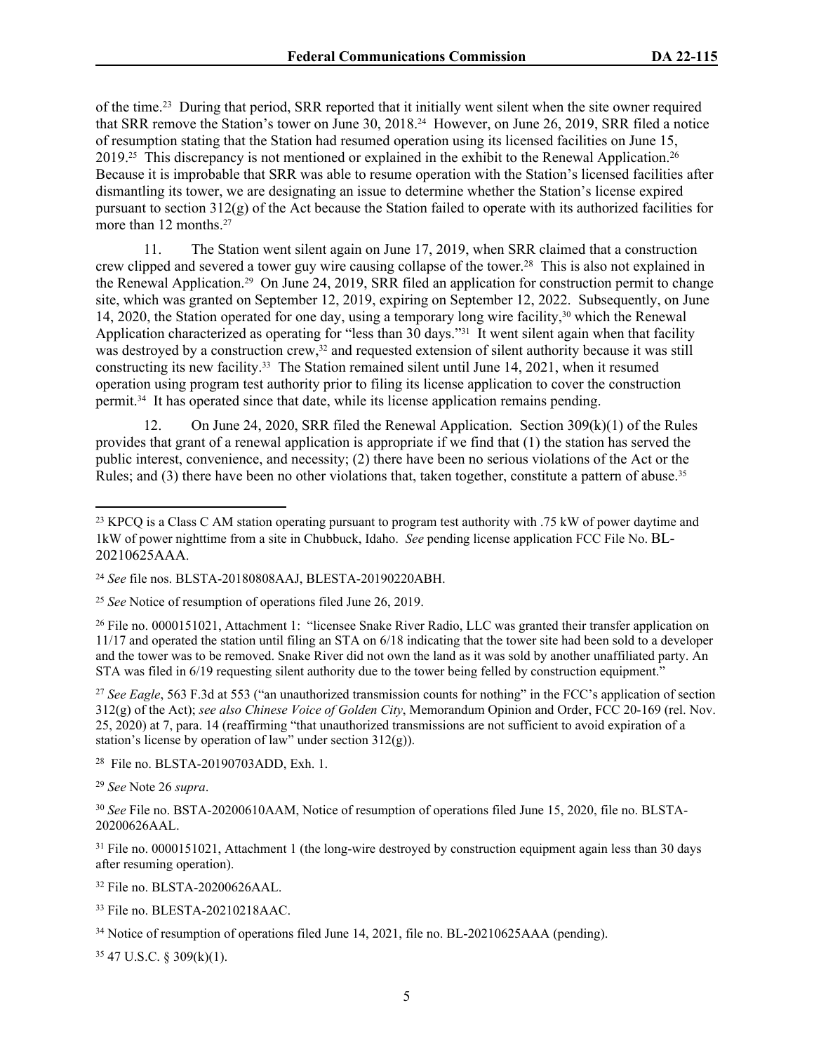of the time.[23] During that period, SRR reported that it initially went silent when the site owner required that SRR remove the Station's tower on June 30, 2018.[24] However, on June 26, 2019, SRR filed a notice of resumption stating that the Station had resumed operation using its licensed facilities on June 15, 2019.[25] This discrepancy is not mentioned or explained in the exhibit to the Renewal Application.[26] Because it is improbable that SRR was able to resume operation with the Station's licensed facilities after dismantling its tower, we are designating an issue to determine whether the Station's license expired pursuant to section 312(g) of the Act because the Station failed to operate with its authorized facilities for more than 12 months.[27]

11. The Station went silent again on June 17, 2019, when SRR claimed that a construction crew clipped and severed a tower guy wire causing collapse of the tower.[28] This is also not explained in the Renewal Application.[29] On June 24, 2019, SRR filed an application for construction permit to change site, which was granted on September 12, 2019, expiring on September 12, 2022. Subsequently, on June 14, 2020, the Station operated for one day, using a temporary long wire facility,[30] which the Renewal Application characterized as operating for "less than 30 days."[31] It went silent again when that facility was destroyed by a construction crew,[32] and requested extension of silent authority because it was still constructing its new facility.[33] The Station remained silent until June 14, 2021, when it resumed operation using program test authority prior to filing its license application to cover the construction permit.[34] It has operated since that date, while its license application remains pending.

12. On June 24, 2020, SRR filed the Renewal Application. Section 309(k)(1) of the Rules provides that grant of a renewal application is appropriate if we find that (1) the station has served the public interest, convenience, and necessity; (2) there have been no serious violations of the Act or the Rules; and (3) there have been no other violations that, taken together, constitute a pattern of abuse.[35]

---

[23] KPCQ is a Class C AM station operating pursuant to program test authority with .75 kW of power daytime and 1kW of power nighttime from a site in Chubbuck, Idaho. *See* pending license application FCC File No. BL-20210625AAA.

[24] *See* file nos. BLSTA-20180808AAJ, BLESTA-20190220ABH.

[25] *See* Notice of resumption of operations filed June 26, 2019.

[26] File no. 0000151021, Attachment 1: "licensee Snake River Radio, LLC was granted their transfer application on 11/17 and operated the station until filing an STA on 6/18 indicating that the tower site had been sold to a developer and the tower was to be removed. Snake River did not own the land as it was sold by another unaffiliated party. An STA was filed in 6/19 requesting silent authority due to the tower being felled by construction equipment."

[27] *See Eagle*, 563 F.3d at 553 ("an unauthorized transmission counts for nothing" in the FCC's application of section 312(g) of the Act); *see also Chinese Voice of Golden City*, Memorandum Opinion and Order, FCC 20-169 (rel. Nov. 25, 2020) at 7, para. 14 (reaffirming "that unauthorized transmissions are not sufficient to avoid expiration of a station's license by operation of law" under section 312(g)).

[28] File no. BLSTA-20190703ADD, Exh. 1.

[29] *See* Note 26 *supra*.

[30] *See* File no. BSTA-20200610AAM, Notice of resumption of operations filed June 15, 2020, file no. BLSTA-20200626AAL.

[31] File no. 0000151021, Attachment 1 (the long-wire destroyed by construction equipment again less than 30 days after resuming operation).

[32] File no. BLSTA-20200626AAL.

[33] File no. BLESTA-20210218AAC.

[34] Notice of resumption of operations filed June 14, 2021, file no. BL-20210625AAA (pending).

[35] 47 U.S.C. § 309(k)(1).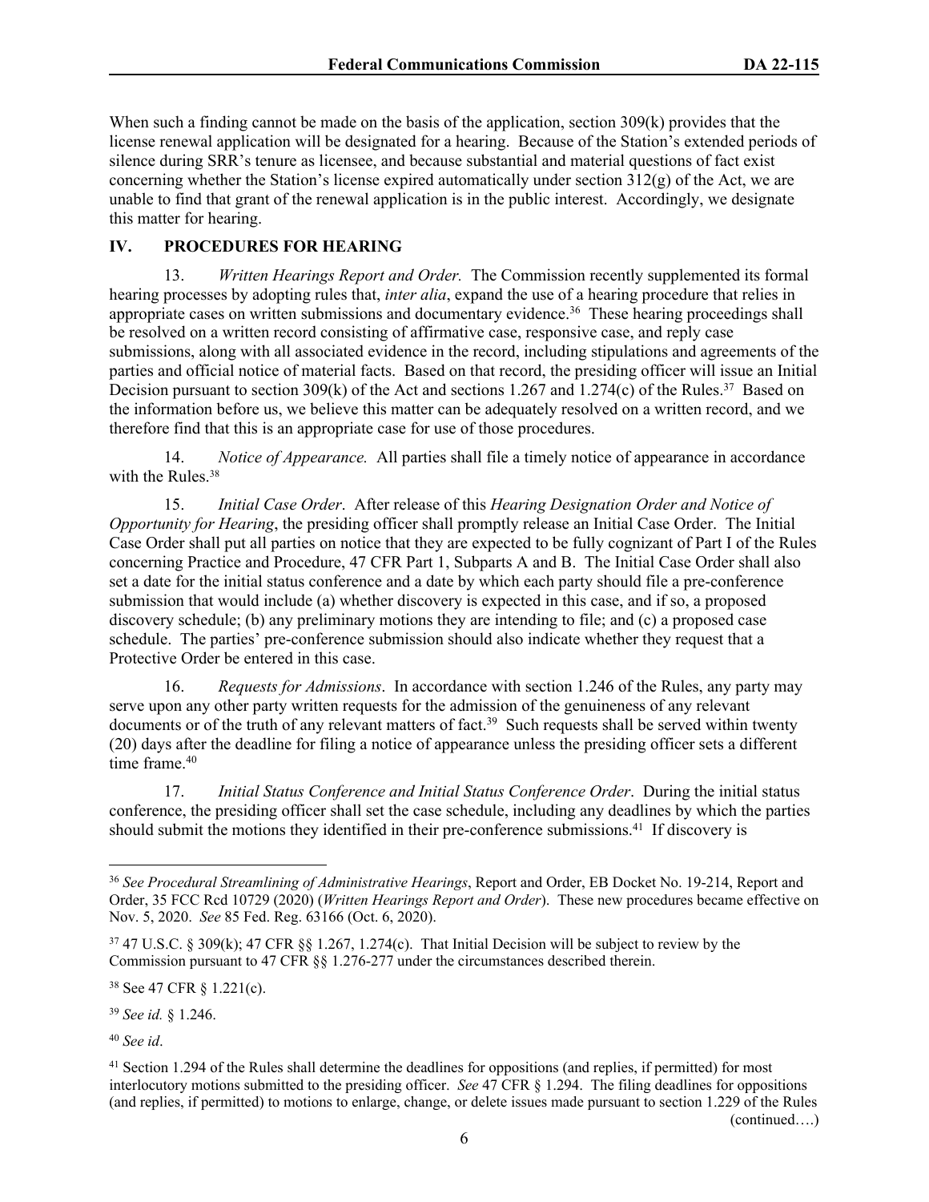When such a finding cannot be made on the basis of the application, section 309(k) provides that the license renewal application will be designated for a hearing. Because of the Station's extended periods of silence during SRR's tenure as licensee, and because substantial and material questions of fact exist concerning whether the Station's license expired automatically under section 312(g) of the Act, we are unable to find that grant of the renewal application is in the public interest. Accordingly, we designate this matter for hearing.

## IV. PROCEDURES FOR HEARING

13. *Written Hearings Report and Order.* The Commission recently supplemented its formal hearing processes by adopting rules that, *inter alia*, expand the use of a hearing procedure that relies in appropriate cases on written submissions and documentary evidence.[36] These hearing proceedings shall be resolved on a written record consisting of affirmative case, responsive case, and reply case submissions, along with all associated evidence in the record, including stipulations and agreements of the parties and official notice of material facts. Based on that record, the presiding officer will issue an Initial Decision pursuant to section 309(k) of the Act and sections 1.267 and 1.274(c) of the Rules.[37] Based on the information before us, we believe this matter can be adequately resolved on a written record, and we therefore find that this is an appropriate case for use of those procedures.

14. *Notice of Appearance.* All parties shall file a timely notice of appearance in accordance with the Rules.[38]

15. *Initial Case Order*. After release of this *Hearing Designation Order and Notice of Opportunity for Hearing*, the presiding officer shall promptly release an Initial Case Order. The Initial Case Order shall put all parties on notice that they are expected to be fully cognizant of Part I of the Rules concerning Practice and Procedure, 47 CFR Part 1, Subparts A and B. The Initial Case Order shall also set a date for the initial status conference and a date by which each party should file a pre-conference submission that would include (a) whether discovery is expected in this case, and if so, a proposed discovery schedule; (b) any preliminary motions they are intending to file; and (c) a proposed case schedule. The parties' pre-conference submission should also indicate whether they request that a Protective Order be entered in this case.

16. *Requests for Admissions*. In accordance with section 1.246 of the Rules, any party may serve upon any other party written requests for the admission of the genuineness of any relevant documents or of the truth of any relevant matters of fact.[39] Such requests shall be served within twenty (20) days after the deadline for filing a notice of appearance unless the presiding officer sets a different time frame.[40]

17. *Initial Status Conference and Initial Status Conference Order*. During the initial status conference, the presiding officer shall set the case schedule, including any deadlines by which the parties should submit the motions they identified in their pre-conference submissions.[41] If discovery is

---

[36] *See Procedural Streamlining of Administrative Hearings*, Report and Order, EB Docket No. 19-214, Report and Order, 35 FCC Rcd 10729 (2020) (*Written Hearings Report and Order*). These new procedures became effective on Nov. 5, 2020. *See* 85 Fed. Reg. 63166 (Oct. 6, 2020).

[37] 47 U.S.C. § 309(k); 47 CFR §§ 1.267, 1.274(c). That Initial Decision will be subject to review by the Commission pursuant to 47 CFR §§ 1.276-277 under the circumstances described therein.

[38] See 47 CFR § 1.221(c).

[39] *See id.* § 1.246.

[40] *See id*.

[41] Section 1.294 of the Rules shall determine the deadlines for oppositions (and replies, if permitted) for most interlocutory motions submitted to the presiding officer. *See* 47 CFR § 1.294. The filing deadlines for oppositions (and replies, if permitted) to motions to enlarge, change, or delete issues made pursuant to section 1.229 of the Rules (continued….)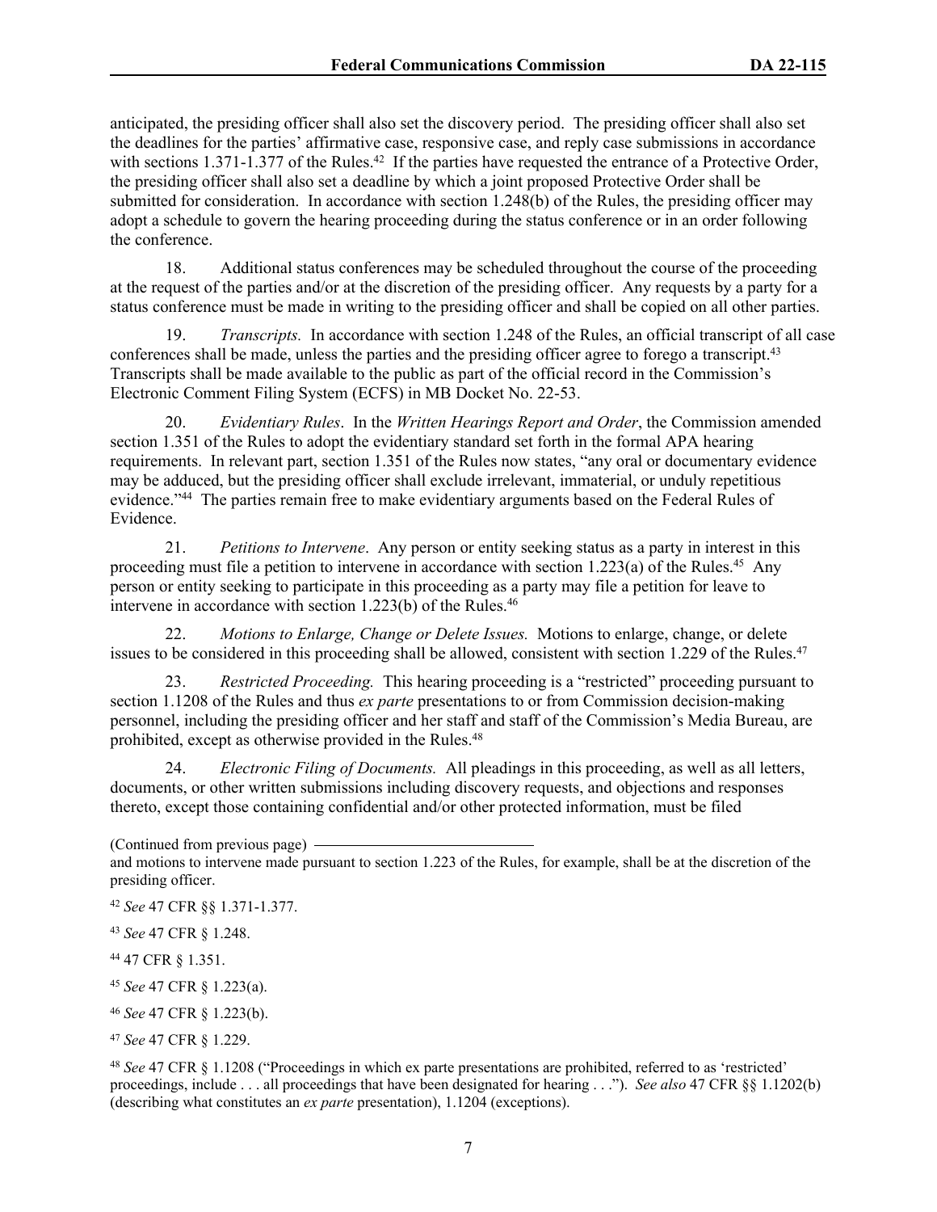anticipated, the presiding officer shall also set the discovery period. The presiding officer shall also set the deadlines for the parties' affirmative case, responsive case, and reply case submissions in accordance with sections 1.371-1.377 of the Rules.[42] If the parties have requested the entrance of a Protective Order, the presiding officer shall also set a deadline by which a joint proposed Protective Order shall be submitted for consideration. In accordance with section 1.248(b) of the Rules, the presiding officer may adopt a schedule to govern the hearing proceeding during the status conference or in an order following the conference.

18. Additional status conferences may be scheduled throughout the course of the proceeding at the request of the parties and/or at the discretion of the presiding officer. Any requests by a party for a status conference must be made in writing to the presiding officer and shall be copied on all other parties.

19. *Transcripts.* In accordance with section 1.248 of the Rules, an official transcript of all case conferences shall be made, unless the parties and the presiding officer agree to forego a transcript.[43] Transcripts shall be made available to the public as part of the official record in the Commission's Electronic Comment Filing System (ECFS) in MB Docket No. 22-53.

20. *Evidentiary Rules*. In the *Written Hearings Report and Order*, the Commission amended section 1.351 of the Rules to adopt the evidentiary standard set forth in the formal APA hearing requirements. In relevant part, section 1.351 of the Rules now states, "any oral or documentary evidence may be adduced, but the presiding officer shall exclude irrelevant, immaterial, or unduly repetitious evidence."[44] The parties remain free to make evidentiary arguments based on the Federal Rules of Evidence.

21. *Petitions to Intervene*. Any person or entity seeking status as a party in interest in this proceeding must file a petition to intervene in accordance with section 1.223(a) of the Rules.[45] Any person or entity seeking to participate in this proceeding as a party may file a petition for leave to intervene in accordance with section 1.223(b) of the Rules.[46]

22. *Motions to Enlarge, Change or Delete Issues.* Motions to enlarge, change, or delete issues to be considered in this proceeding shall be allowed, consistent with section 1.229 of the Rules.[47]

23. *Restricted Proceeding.* This hearing proceeding is a "restricted" proceeding pursuant to section 1.1208 of the Rules and thus *ex parte* presentations to or from Commission decision-making personnel, including the presiding officer and her staff and staff of the Commission's Media Bureau, are prohibited, except as otherwise provided in the Rules.[48]

24. *Electronic Filing of Documents.* All pleadings in this proceeding, as well as all letters, documents, or other written submissions including discovery requests, and objections and responses thereto, except those containing confidential and/or other protected information, must be filed

(Continued from previous page)
and motions to intervene made pursuant to section 1.223 of the Rules, for example, shall be at the discretion of the presiding officer.

[42] *See* 47 CFR §§ 1.371-1.377.

[43] *See* 47 CFR § 1.248.

[44] 47 CFR § 1.351.

[45] *See* 47 CFR § 1.223(a).

[46] *See* 47 CFR § 1.223(b).

[47] *See* 47 CFR § 1.229.

[48] *See* 47 CFR § 1.1208 ("Proceedings in which ex parte presentations are prohibited, referred to as 'restricted' proceedings, include . . . all proceedings that have been designated for hearing . . ."). *See also* 47 CFR §§ 1.1202(b) (describing what constitutes an *ex parte* presentation), 1.1204 (exceptions).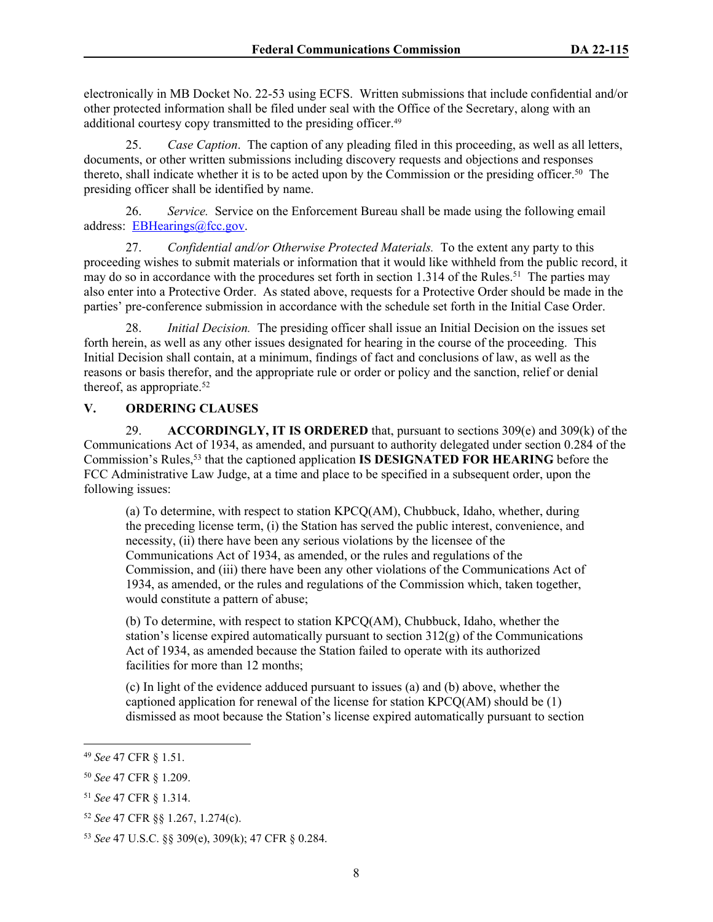electronically in MB Docket No. 22-53 using ECFS. Written submissions that include confidential and/or other protected information shall be filed under seal with the Office of the Secretary, along with an additional courtesy copy transmitted to the presiding officer.[49]

25. *Case Caption*. The caption of any pleading filed in this proceeding, as well as all letters, documents, or other written submissions including discovery requests and objections and responses thereto, shall indicate whether it is to be acted upon by the Commission or the presiding officer.[50] The presiding officer shall be identified by name.

26. *Service.* Service on the Enforcement Bureau shall be made using the following email address: EBHearings@fcc.gov.

27. *Confidential and/or Otherwise Protected Materials.* To the extent any party to this proceeding wishes to submit materials or information that it would like withheld from the public record, it may do so in accordance with the procedures set forth in section 1.314 of the Rules.[51] The parties may also enter into a Protective Order. As stated above, requests for a Protective Order should be made in the parties' pre-conference submission in accordance with the schedule set forth in the Initial Case Order.

28. *Initial Decision.* The presiding officer shall issue an Initial Decision on the issues set forth herein, as well as any other issues designated for hearing in the course of the proceeding. This Initial Decision shall contain, at a minimum, findings of fact and conclusions of law, as well as the reasons or basis therefor, and the appropriate rule or order or policy and the sanction, relief or denial thereof, as appropriate.[52]

## V. ORDERING CLAUSES

29. **ACCORDINGLY, IT IS ORDERED** that, pursuant to sections 309(e) and 309(k) of the Communications Act of 1934, as amended, and pursuant to authority delegated under section 0.284 of the Commission's Rules,[53] that the captioned application **IS DESIGNATED FOR HEARING** before the FCC Administrative Law Judge, at a time and place to be specified in a subsequent order, upon the following issues:

(a) To determine, with respect to station KPCQ(AM), Chubbuck, Idaho, whether, during the preceding license term, (i) the Station has served the public interest, convenience, and necessity, (ii) there have been any serious violations by the licensee of the Communications Act of 1934, as amended, or the rules and regulations of the Commission, and (iii) there have been any other violations of the Communications Act of 1934, as amended, or the rules and regulations of the Commission which, taken together, would constitute a pattern of abuse;

(b) To determine, with respect to station KPCQ(AM), Chubbuck, Idaho, whether the station's license expired automatically pursuant to section 312(g) of the Communications Act of 1934, as amended because the Station failed to operate with its authorized facilities for more than 12 months;

(c) In light of the evidence adduced pursuant to issues (a) and (b) above, whether the captioned application for renewal of the license for station KPCQ(AM) should be (1) dismissed as moot because the Station's license expired automatically pursuant to section

---

[49] *See* 47 CFR § 1.51.

[50] *See* 47 CFR § 1.209.

[51] *See* 47 CFR § 1.314.

[52] *See* 47 CFR §§ 1.267, 1.274(c).

[53] *See* 47 U.S.C. §§ 309(e), 309(k); 47 CFR § 0.284.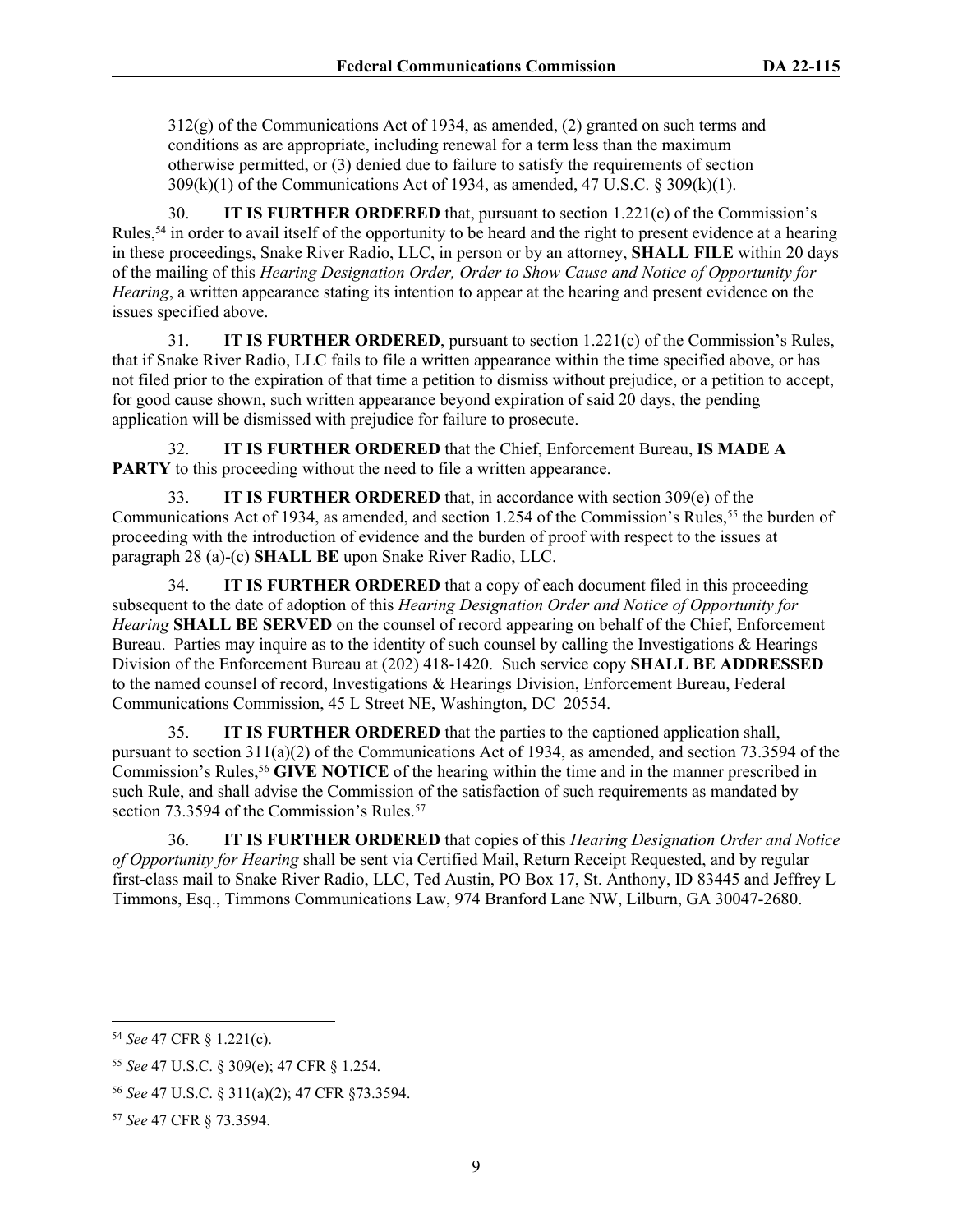312(g) of the Communications Act of 1934, as amended, (2) granted on such terms and conditions as are appropriate, including renewal for a term less than the maximum otherwise permitted, or (3) denied due to failure to satisfy the requirements of section 309(k)(1) of the Communications Act of 1934, as amended, 47 U.S.C. § 309(k)(1).

30. **IT IS FURTHER ORDERED** that, pursuant to section 1.221(c) of the Commission's Rules,[54] in order to avail itself of the opportunity to be heard and the right to present evidence at a hearing in these proceedings, Snake River Radio, LLC, in person or by an attorney, **SHALL FILE** within 20 days of the mailing of this *Hearing Designation Order, Order to Show Cause and Notice of Opportunity for Hearing*, a written appearance stating its intention to appear at the hearing and present evidence on the issues specified above.

31. **IT IS FURTHER ORDERED**, pursuant to section 1.221(c) of the Commission's Rules, that if Snake River Radio, LLC fails to file a written appearance within the time specified above, or has not filed prior to the expiration of that time a petition to dismiss without prejudice, or a petition to accept, for good cause shown, such written appearance beyond expiration of said 20 days, the pending application will be dismissed with prejudice for failure to prosecute.

32. **IT IS FURTHER ORDERED** that the Chief, Enforcement Bureau, **IS MADE A PARTY** to this proceeding without the need to file a written appearance.

33. **IT IS FURTHER ORDERED** that, in accordance with section 309(e) of the Communications Act of 1934, as amended, and section 1.254 of the Commission's Rules,[55] the burden of proceeding with the introduction of evidence and the burden of proof with respect to the issues at paragraph 28 (a)-(c) **SHALL BE** upon Snake River Radio, LLC.

34. **IT IS FURTHER ORDERED** that a copy of each document filed in this proceeding subsequent to the date of adoption of this *Hearing Designation Order and Notice of Opportunity for Hearing* **SHALL BE SERVED** on the counsel of record appearing on behalf of the Chief, Enforcement Bureau. Parties may inquire as to the identity of such counsel by calling the Investigations & Hearings Division of the Enforcement Bureau at (202) 418-1420. Such service copy **SHALL BE ADDRESSED** to the named counsel of record, Investigations & Hearings Division, Enforcement Bureau, Federal Communications Commission, 45 L Street NE, Washington, DC 20554.

35. **IT IS FURTHER ORDERED** that the parties to the captioned application shall, pursuant to section 311(a)(2) of the Communications Act of 1934, as amended, and section 73.3594 of the Commission's Rules,[56] **GIVE NOTICE** of the hearing within the time and in the manner prescribed in such Rule, and shall advise the Commission of the satisfaction of such requirements as mandated by section 73.3594 of the Commission's Rules.[57]

36. **IT IS FURTHER ORDERED** that copies of this *Hearing Designation Order and Notice of Opportunity for Hearing* shall be sent via Certified Mail, Return Receipt Requested, and by regular first-class mail to Snake River Radio, LLC, Ted Austin, PO Box 17, St. Anthony, ID 83445 and Jeffrey L Timmons, Esq., Timmons Communications Law, 974 Branford Lane NW, Lilburn, GA 30047-2680.

---

[54] *See* 47 CFR § 1.221(c).

[55] *See* 47 U.S.C. § 309(e); 47 CFR § 1.254.

[56] *See* 47 U.S.C. § 311(a)(2); 47 CFR §73.3594.

[57] *See* 47 CFR § 73.3594.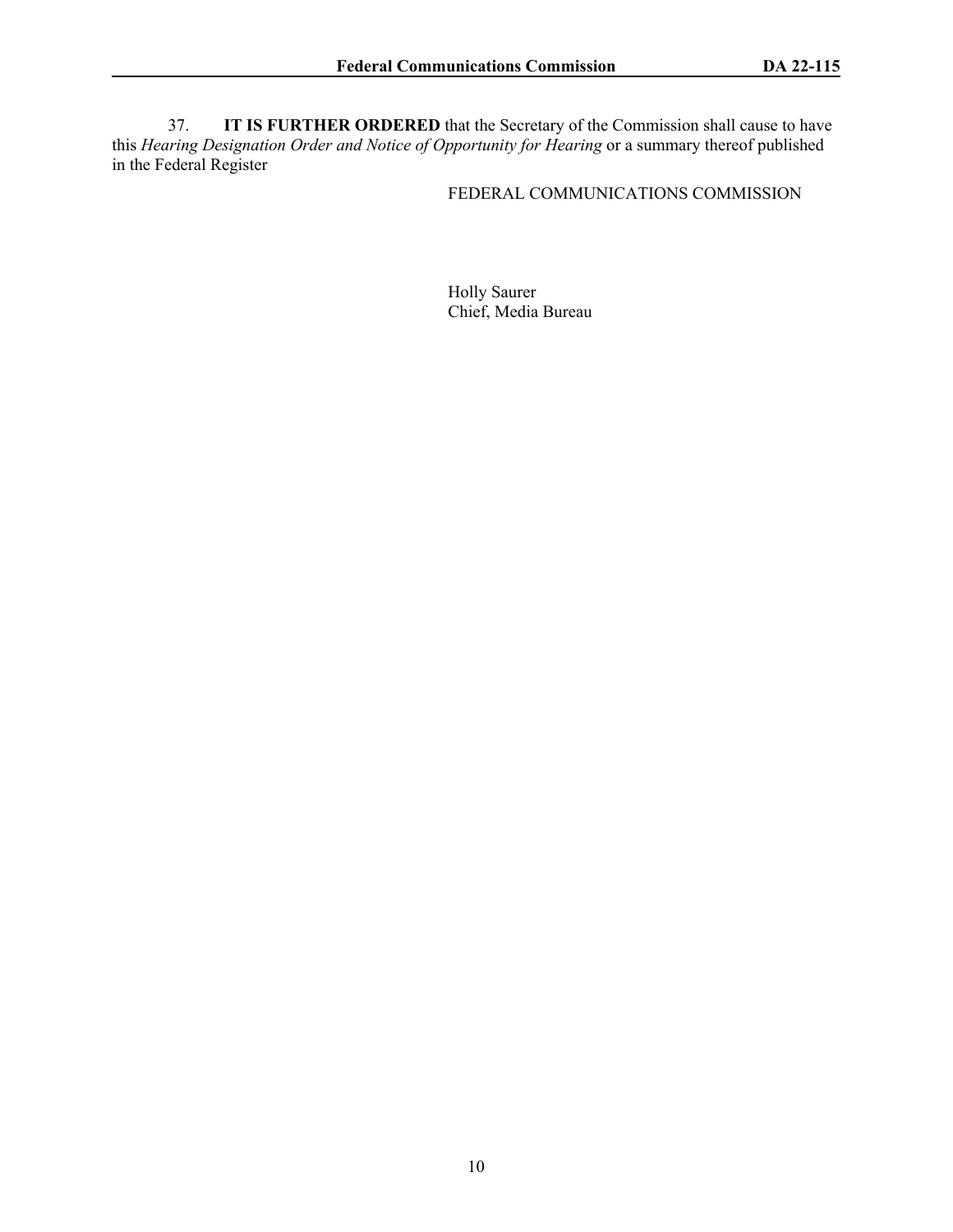37. **IT IS FURTHER ORDERED** that the Secretary of the Commission shall cause to have this *Hearing Designation Order and Notice of Opportunity for Hearing* or a summary thereof published in the Federal Register

FEDERAL COMMUNICATIONS COMMISSION

Holly Saurer
Chief, Media Bureau